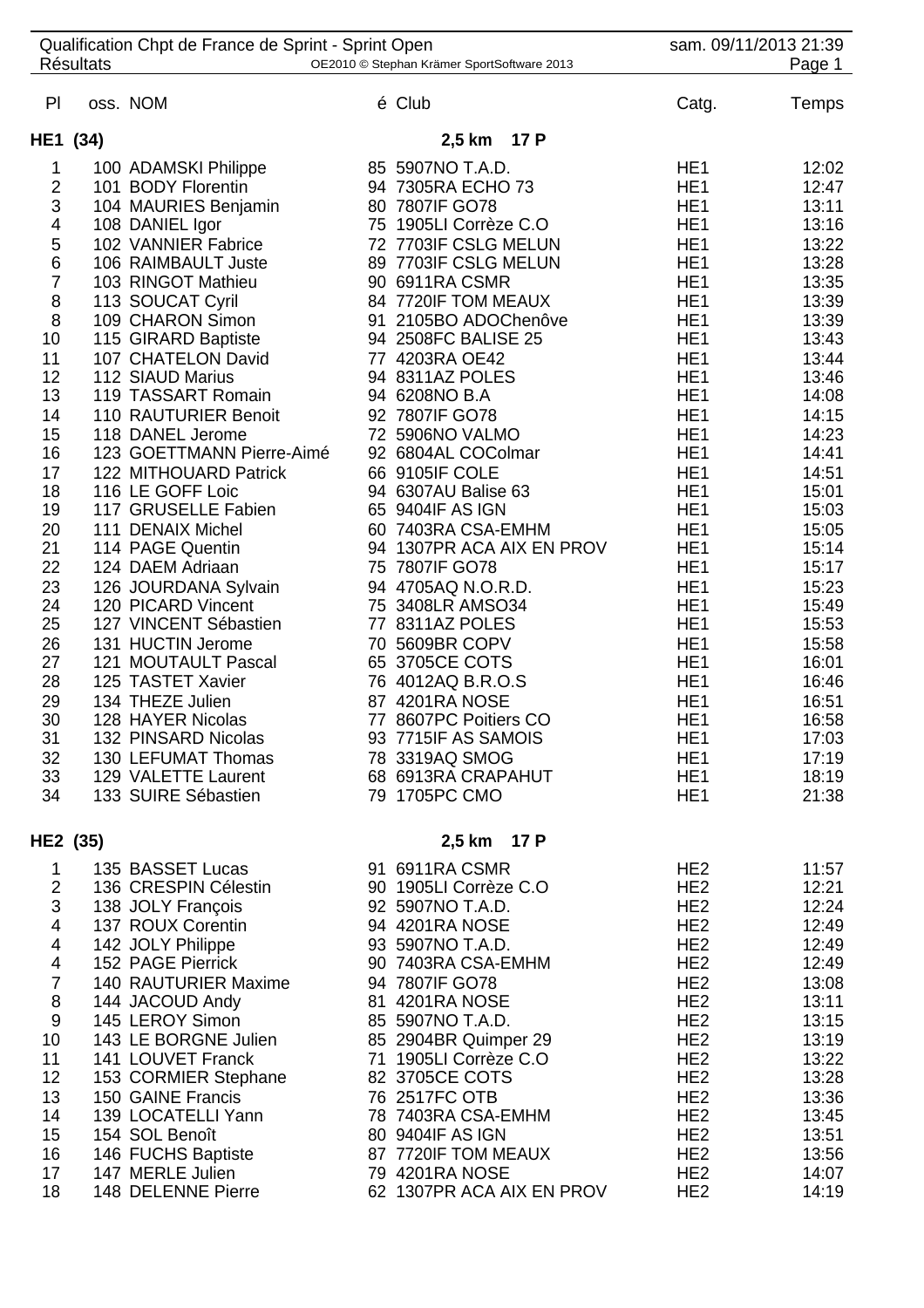Qualification Chpt de France de Sprint - Sprint Open

Résultats

sam. 09/11/2013 21:39

| Pl | oss. | NOM | é | Club | Catg. | Temps |
|---|---|---|---|---|---|---|
| **HE1 (34)** | | | | **2,5 km 17 P** | | |
| 1 | 100 | ADAMSKI Philippe | 85 | 5907NO T.A.D. | HE1 | 12:02 |
| 2 | 101 | BODY Florentin | 94 | 7305RA ECHO 73 | HE1 | 12:47 |
| 3 | 104 | MAURIES Benjamin | 80 | 7807IF GO78 | HE1 | 13:11 |
| 4 | 108 | DANIEL Igor | 75 | 1905LI Corrèze C.O | HE1 | 13:16 |
| 5 | 102 | VANNIER Fabrice | 72 | 7703IF CSLG MELUN | HE1 | 13:22 |
| 6 | 106 | RAIMBAULT Juste | 89 | 7703IF CSLG MELUN | HE1 | 13:28 |
| 7 | 103 | RINGOT Mathieu | 90 | 6911RA CSMR | HE1 | 13:35 |
| 8 | 113 | SOUCAT Cyril | 84 | 7720IF TOM MEAUX | HE1 | 13:39 |
| 8 | 109 | CHARON Simon | 91 | 2105BO ADOChenôve | HE1 | 13:39 |
| 10 | 115 | GIRARD Baptiste | 94 | 2508FC BALISE 25 | HE1 | 13:43 |
| 11 | 107 | CHATELON David | 77 | 4203RA OE42 | HE1 | 13:44 |
| 12 | 112 | SIAUD Marius | 94 | 8311AZ POLES | HE1 | 13:46 |
| 13 | 119 | TASSART Romain | 94 | 6208NO B.A | HE1 | 14:08 |
| 14 | 110 | RAUTURIER Benoit | 92 | 7807IF GO78 | HE1 | 14:15 |
| 15 | 118 | DANEL Jerome | 72 | 5906NO VALMO | HE1 | 14:23 |
| 16 | 123 | GOETTMANN Pierre-Aimé | 92 | 6804AL COColmar | HE1 | 14:41 |
| 17 | 122 | MITHOUARD Patrick | 66 | 9105IF COLE | HE1 | 14:51 |
| 18 | 116 | LE GOFF Loic | 94 | 6307AU Balise 63 | HE1 | 15:01 |
| 19 | 117 | GRUSELLE Fabien | 65 | 9404IF AS IGN | HE1 | 15:03 |
| 20 | 111 | DENAIX Michel | 60 | 7403RA CSA-EMHM | HE1 | 15:05 |
| 21 | 114 | PAGE Quentin | 94 | 1307PR ACA AIX EN PROV | HE1 | 15:14 |
| 22 | 124 | DAEM Adriaan | 75 | 7807IF GO78 | HE1 | 15:17 |
| 23 | 126 | JOURDANA Sylvain | 94 | 4705AQ N.O.R.D. | HE1 | 15:23 |
| 24 | 120 | PICARD Vincent | 75 | 3408LR AMSO34 | HE1 | 15:49 |
| 25 | 127 | VINCENT Sébastien | 77 | 8311AZ POLES | HE1 | 15:53 |
| 26 | 131 | HUCTIN Jerome | 70 | 5609BR COPV | HE1 | 15:58 |
| 27 | 121 | MOUTAULT Pascal | 65 | 3705CE COTS | HE1 | 16:01 |
| 28 | 125 | TASTET Xavier | 76 | 4012AQ B.R.O.S | HE1 | 16:46 |
| 29 | 134 | THEZE Julien | 87 | 4201RA NOSE | HE1 | 16:51 |
| 30 | 128 | HAYER Nicolas | 77 | 8607PC Poitiers CO | HE1 | 16:58 |
| 31 | 132 | PINSARD Nicolas | 93 | 7715IF AS SAMOIS | HE1 | 17:03 |
| 32 | 130 | LEFUMAT Thomas | 78 | 3319AQ SMOG | HE1 | 17:19 |
| 33 | 129 | VALETTE Laurent | 68 | 6913RA CRAPAHUT | HE1 | 18:19 |
| 34 | 133 | SUIRE Sébastien | 79 | 1705PC CMO | HE1 | 21:38 |
| **HE2 (35)** | | | | **2,5 km 17 P** | | |
| 1 | 135 | BASSET Lucas | 91 | 6911RA CSMR | HE2 | 11:57 |
| 2 | 136 | CRESPIN Célestin | 90 | 1905LI Corrèze C.O | HE2 | 12:21 |
| 3 | 138 | JOLY François | 92 | 5907NO T.A.D. | HE2 | 12:24 |
| 4 | 137 | ROUX Corentin | 94 | 4201RA NOSE | HE2 | 12:49 |
| 4 | 142 | JOLY Philippe | 93 | 5907NO T.A.D. | HE2 | 12:49 |
| 4 | 152 | PAGE Pierrick | 90 | 7403RA CSA-EMHM | HE2 | 12:49 |
| 7 | 140 | RAUTURIER Maxime | 94 | 7807IF GO78 | HE2 | 13:08 |
| 8 | 144 | JACOUD Andy | 81 | 4201RA NOSE | HE2 | 13:11 |
| 9 | 145 | LEROY Simon | 85 | 5907NO T.A.D. | HE2 | 13:15 |
| 10 | 143 | LE BORGNE Julien | 85 | 2904BR Quimper 29 | HE2 | 13:19 |
| 11 | 141 | LOUVET Franck | 71 | 1905LI Corrèze C.O | HE2 | 13:22 |
| 12 | 153 | CORMIER Stephane | 82 | 3705CE COTS | HE2 | 13:28 |
| 13 | 150 | GAINE Francis | 76 | 2517FC OTB | HE2 | 13:36 |
| 14 | 139 | LOCATELLI Yann | 78 | 7403RA CSA-EMHM | HE2 | 13:45 |
| 15 | 154 | SOL Benoît | 80 | 9404IF AS IGN | HE2 | 13:51 |
| 16 | 146 | FUCHS Baptiste | 87 | 7720IF TOM MEAUX | HE2 | 13:56 |
| 17 | 147 | MERLE Julien | 79 | 4201RA NOSE | HE2 | 14:07 |
| 18 | 148 | DELENNE Pierre | 62 | 1307PR ACA AIX EN PROV | HE2 | 14:19 |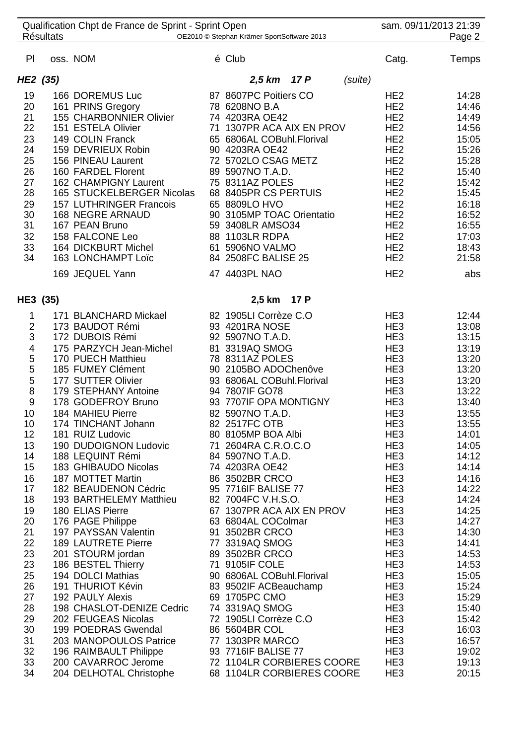| Pl | oss. | NOM | é | Club | Catg. | Temps |
|---|---|---|---|---|---|---|
| ***HE2 (35)*** | | | | ***2,5 km 17 P*** *(suite)* | | |
| 19 | 166 | DOREMUS Luc | 87 | 8607PC Poitiers CO | HE2 | 14:28 |
| 20 | 161 | PRINS Gregory | 78 | 6208NO B.A | HE2 | 14:46 |
| 21 | 155 | CHARBONNIER Olivier | 74 | 4203RA OE42 | HE2 | 14:49 |
| 22 | 151 | ESTELA Olivier | 71 | 1307PR ACA AIX EN PROV | HE2 | 14:56 |
| 23 | 149 | COLIN Franck | 65 | 6806AL COBuhl.Florival | HE2 | 15:05 |
| 24 | 159 | DEVRIEUX Robin | 90 | 4203RA OE42 | HE2 | 15:26 |
| 25 | 156 | PINEAU Laurent | 72 | 5702LO CSAG METZ | HE2 | 15:28 |
| 26 | 160 | FARDEL Florent | 89 | 5907NO T.A.D. | HE2 | 15:40 |
| 27 | 162 | CHAMPIGNY Laurent | 75 | 8311AZ POLES | HE2 | 15:42 |
| 28 | 165 | STUCKELBERGER Nicolas | 68 | 8405PR CS PERTUIS | HE2 | 15:45 |
| 29 | 157 | LUTHRINGER Francois | 65 | 8809LO HVO | HE2 | 16:18 |
| 30 | 168 | NEGRE ARNAUD | 90 | 3105MP TOAC Orientatio | HE2 | 16:52 |
| 31 | 167 | PEAN Bruno | 59 | 3408LR AMSO34 | HE2 | 16:55 |
| 32 | 158 | FALCONE Leo | 88 | 1103LR RDPA | HE2 | 17:03 |
| 33 | 164 | DICKBURT Michel | 61 | 5906NO VALMO | HE2 | 18:43 |
| 34 | 163 | LONCHAMPT Loïc | 84 | 2508FC BALISE 25 | HE2 | 21:58 |
| | 169 | JEQUEL Yann | 47 | 4403PL NAO | HE2 | abs |
| **HE3 (35)** | | | | **2,5 km 17 P** | | |
| 1 | 171 | BLANCHARD Mickael | 82 | 1905LI Corrèze C.O | HE3 | 12:44 |
| 2 | 173 | BAUDOT Rémi | 93 | 4201RA NOSE | HE3 | 13:08 |
| 3 | 172 | DUBOIS Rémi | 92 | 5907NO T.A.D. | HE3 | 13:15 |
| 4 | 175 | PARZYCH Jean-Michel | 81 | 3319AQ SMOG | HE3 | 13:19 |
| 5 | 170 | PUECH Matthieu | 78 | 8311AZ POLES | HE3 | 13:20 |
| 5 | 185 | FUMEY Clément | 90 | 2105BO ADOChenôve | HE3 | 13:20 |
| 5 | 177 | SUTTER Olivier | 93 | 6806AL COBuhl.Florival | HE3 | 13:20 |
| 8 | 179 | STEPHANY Antoine | 94 | 7807IF GO78 | HE3 | 13:22 |
| 9 | 178 | GODEFROY Bruno | 93 | 7707IF OPA MONTIGNY | HE3 | 13:40 |
| 10 | 184 | MAHIEU Pierre | 82 | 5907NO T.A.D. | HE3 | 13:55 |
| 10 | 174 | TINCHANT Johann | 82 | 2517FC OTB | HE3 | 13:55 |
| 12 | 181 | RUIZ Ludovic | 80 | 8105MP BOA Albi | HE3 | 14:01 |
| 13 | 190 | DUDOIGNON Ludovic | 71 | 2604RA C.R.O.C.O | HE3 | 14:05 |
| 14 | 188 | LEQUINT Rémi | 84 | 5907NO T.A.D. | HE3 | 14:12 |
| 15 | 183 | GHIBAUDO Nicolas | 74 | 4203RA OE42 | HE3 | 14:14 |
| 16 | 187 | MOTTET Martin | 86 | 3502BR CRCO | HE3 | 14:16 |
| 17 | 182 | BEAUDENON Cédric | 95 | 7716IF BALISE 77 | HE3 | 14:22 |
| 18 | 193 | BARTHELEMY Matthieu | 82 | 7004FC V.H.S.O. | HE3 | 14:24 |
| 19 | 180 | ELIAS Pierre | 67 | 1307PR ACA AIX EN PROV | HE3 | 14:25 |
| 20 | 176 | PAGE Philippe | 63 | 6804AL COColmar | HE3 | 14:27 |
| 21 | 197 | PAYSSAN Valentin | 91 | 3502BR CRCO | HE3 | 14:30 |
| 22 | 189 | LAUTRETE Pierre | 77 | 3319AQ SMOG | HE3 | 14:41 |
| 23 | 201 | STOURM jordan | 89 | 3502BR CRCO | HE3 | 14:53 |
| 23 | 186 | BESTEL Thierry | 71 | 9105IF COLE | HE3 | 14:53 |
| 25 | 194 | DOLCI Mathias | 90 | 6806AL COBuhl.Florival | HE3 | 15:05 |
| 26 | 191 | THURIOT Kévin | 83 | 9502IF ACBeauchamp | HE3 | 15:24 |
| 27 | 192 | PAULY Alexis | 69 | 1705PC CMO | HE3 | 15:29 |
| 28 | 198 | CHASLOT-DENIZE Cedric | 74 | 3319AQ SMOG | HE3 | 15:40 |
| 29 | 202 | FEUGEAS Nicolas | 72 | 1905LI Corrèze C.O | HE3 | 15:42 |
| 30 | 199 | POEDRAS Gwendal | 86 | 5604BR COL | HE3 | 16:03 |
| 31 | 203 | MANOPOULOS Patrice | 77 | 1303PR MARCO | HE3 | 16:57 |
| 32 | 196 | RAIMBAULT Philippe | 93 | 7716IF BALISE 77 | HE3 | 19:02 |
| 33 | 200 | CAVARROC Jerome | 72 | 1104LR CORBIERES COORE | HE3 | 19:13 |
| 34 | 204 | DELHOTAL Christophe | 68 | 1104LR CORBIERES COORE | HE3 | 20:15 |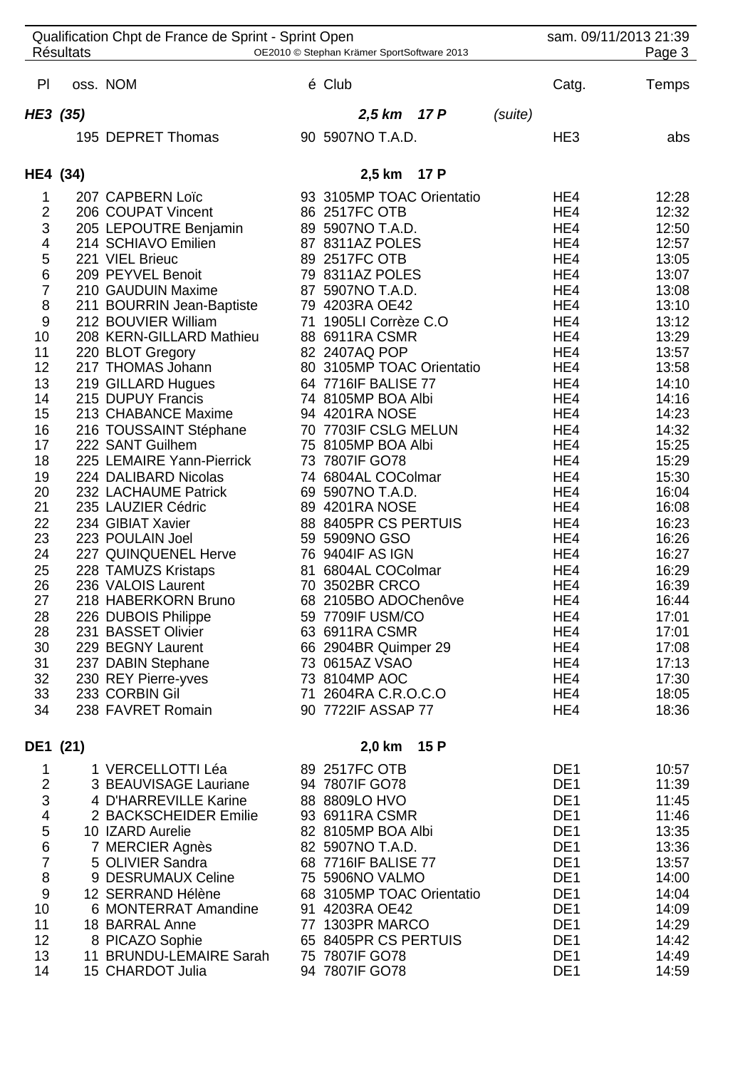| Pl | oss. | NOM | é | Club | Catg. | Temps |
|---|---|---|---|---|---|---|
| ***HE3 (35)*** | | | | ***2,5 km 17 P*** *(suite)* | | |
| | 195 | DEPRET Thomas | 90 | 5907NO T.A.D. | HE3 | abs |
| **HE4 (34)** | | | | **2,5 km 17 P** | | |
| 1 | 207 | CAPBERN Loïc | 93 | 3105MP TOAC Orientatio | HE4 | 12:28 |
| 2 | 206 | COUPAT Vincent | 86 | 2517FC OTB | HE4 | 12:32 |
| 3 | 205 | LEPOUTRE Benjamin | 89 | 5907NO T.A.D. | HE4 | 12:50 |
| 4 | 214 | SCHIAVO Emilien | 87 | 8311AZ POLES | HE4 | 12:57 |
| 5 | 221 | VIEL Brieuc | 89 | 2517FC OTB | HE4 | 13:05 |
| 6 | 209 | PEYVEL Benoit | 79 | 8311AZ POLES | HE4 | 13:07 |
| 7 | 210 | GAUDUIN Maxime | 87 | 5907NO T.A.D. | HE4 | 13:08 |
| 8 | 211 | BOURRIN Jean-Baptiste | 79 | 4203RA OE42 | HE4 | 13:10 |
| 9 | 212 | BOUVIER William | 71 | 1905LI Corrèze C.O | HE4 | 13:12 |
| 10 | 208 | KERN-GILLARD Mathieu | 88 | 6911RA CSMR | HE4 | 13:29 |
| 11 | 220 | BLOT Gregory | 82 | 2407AQ POP | HE4 | 13:57 |
| 12 | 217 | THOMAS Johann | 80 | 3105MP TOAC Orientatio | HE4 | 13:58 |
| 13 | 219 | GILLARD Hugues | 64 | 7716IF BALISE 77 | HE4 | 14:10 |
| 14 | 215 | DUPUY Francis | 74 | 8105MP BOA Albi | HE4 | 14:16 |
| 15 | 213 | CHABANCE Maxime | 94 | 4201RA NOSE | HE4 | 14:23 |
| 16 | 216 | TOUSSAINT Stéphane | 70 | 7703IF CSLG MELUN | HE4 | 14:32 |
| 17 | 222 | SANT Guilhem | 75 | 8105MP BOA Albi | HE4 | 15:25 |
| 18 | 225 | LEMAIRE Yann-Pierrick | 73 | 7807IF GO78 | HE4 | 15:29 |
| 19 | 224 | DALIBARD Nicolas | 74 | 6804AL COColmar | HE4 | 15:30 |
| 20 | 232 | LACHAUME Patrick | 69 | 5907NO T.A.D. | HE4 | 16:04 |
| 21 | 235 | LAUZIER Cédric | 89 | 4201RA NOSE | HE4 | 16:08 |
| 22 | 234 | GIBIAT Xavier | 88 | 8405PR CS PERTUIS | HE4 | 16:23 |
| 23 | 223 | POULAIN Joel | 59 | 5909NO GSO | HE4 | 16:26 |
| 24 | 227 | QUINQUENEL Herve | 76 | 9404IF AS IGN | HE4 | 16:27 |
| 25 | 228 | TAMUZS Kristaps | 81 | 6804AL COColmar | HE4 | 16:29 |
| 26 | 236 | VALOIS Laurent | 70 | 3502BR CRCO | HE4 | 16:39 |
| 27 | 218 | HABERKORN Bruno | 68 | 2105BO ADOChenôve | HE4 | 16:44 |
| 28 | 226 | DUBOIS Philippe | 59 | 7709IF USM/CO | HE4 | 17:01 |
| 28 | 231 | BASSET Olivier | 63 | 6911RA CSMR | HE4 | 17:01 |
| 30 | 229 | BEGNY Laurent | 66 | 2904BR Quimper 29 | HE4 | 17:08 |
| 31 | 237 | DABIN Stephane | 73 | 0615AZ VSAO | HE4 | 17:13 |
| 32 | 230 | REY Pierre-yves | 73 | 8104MP AOC | HE4 | 17:30 |
| 33 | 233 | CORBIN Gil | 71 | 2604RA C.R.O.C.O | HE4 | 18:05 |
| 34 | 238 | FAVRET Romain | 90 | 7722IF ASSAP 77 | HE4 | 18:36 |
| **DE1 (21)** | | | | **2,0 km 15 P** | | |
| 1 | 1 | VERCELLOTTI Léa | 89 | 2517FC OTB | DE1 | 10:57 |
| 2 | 3 | BEAUVISAGE Lauriane | 94 | 7807IF GO78 | DE1 | 11:39 |
| 3 | 4 | D'HARREVILLE Karine | 88 | 8809LO HVO | DE1 | 11:45 |
| 4 | 2 | BACKSCHEIDER Emilie | 93 | 6911RA CSMR | DE1 | 11:46 |
| 5 | 10 | IZARD Aurelie | 82 | 8105MP BOA Albi | DE1 | 13:35 |
| 6 | 7 | MERCIER Agnès | 82 | 5907NO T.A.D. | DE1 | 13:36 |
| 7 | 5 | OLIVIER Sandra | 68 | 7716IF BALISE 77 | DE1 | 13:57 |
| 8 | 9 | DESRUMAUX Celine | 75 | 5906NO VALMO | DE1 | 14:00 |
| 9 | 12 | SERRAND Hélène | 68 | 3105MP TOAC Orientatio | DE1 | 14:04 |
| 10 | 6 | MONTERRAT Amandine | 91 | 4203RA OE42 | DE1 | 14:09 |
| 11 | 18 | BARRAL Anne | 77 | 1303PR MARCO | DE1 | 14:29 |
| 12 | 8 | PICAZO Sophie | 65 | 8405PR CS PERTUIS | DE1 | 14:42 |
| 13 | 11 | BRUNDU-LEMAIRE Sarah | 75 | 7807IF GO78 | DE1 | 14:49 |
| 14 | 15 | CHARDOT Julia | 94 | 7807IF GO78 | DE1 | 14:59 |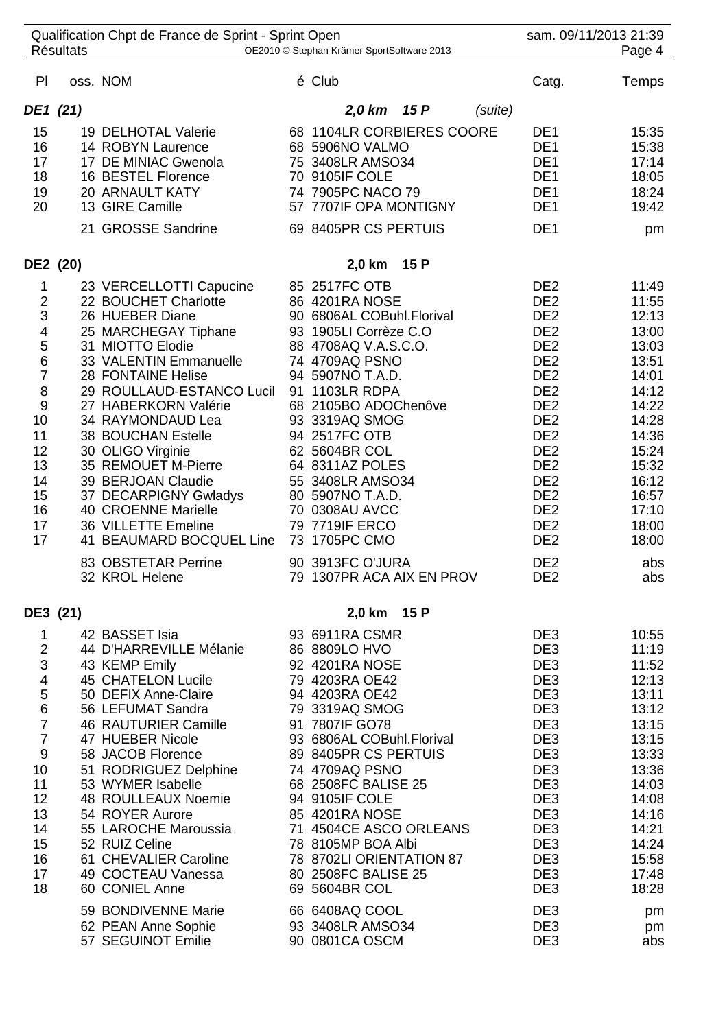Qualification Chpt de France de Sprint - Sprint Open

Résultats

sam. 09/11/2013 21:39

| Pl | oss. | NOM | é | Club | Catg. | Temps |
|---|---|---|---|---|---|---|
| **DE1 (21)** | | | | **2,0 km 15 P** *(suite)* | | |
| 15 | 19 | DELHOTAL Valerie | 68 | 1104LR CORBIERES COORE | DE1 | 15:35 |
| 16 | 14 | ROBYN Laurence | 68 | 5906NO VALMO | DE1 | 15:38 |
| 17 | 17 | DE MINIAC Gwenola | 75 | 3408LR AMSO34 | DE1 | 17:14 |
| 18 | 16 | BESTEL Florence | 70 | 9105IF COLE | DE1 | 18:05 |
| 19 | 20 | ARNAULT KATY | 74 | 7905PC NACO 79 | DE1 | 18:24 |
| 20 | 13 | GIRE Camille | 57 | 7707IF OPA MONTIGNY | DE1 | 19:42 |
| | 21 | GROSSE Sandrine | 69 | 8405PR CS PERTUIS | DE1 | pm |
| **DE2 (20)** | | | | **2,0 km 15 P** | | |
| 1 | 23 | VERCELLOTTI Capucine | 85 | 2517FC OTB | DE2 | 11:49 |
| 2 | 22 | BOUCHET Charlotte | 86 | 4201RA NOSE | DE2 | 11:55 |
| 3 | 26 | HUEBER Diane | 90 | 6806AL COBuhl.Florival | DE2 | 12:13 |
| 4 | 25 | MARCHEGAY Tiphane | 93 | 1905LI Corrèze C.O | DE2 | 13:00 |
| 5 | 31 | MIOTTO Elodie | 88 | 4708AQ V.A.S.C.O. | DE2 | 13:03 |
| 6 | 33 | VALENTIN Emmanuelle | 74 | 4709AQ PSNO | DE2 | 13:51 |
| 7 | 28 | FONTAINE Helise | 94 | 5907NO T.A.D. | DE2 | 14:01 |
| 8 | 29 | ROULLAUD-ESTANCO Lucil | 91 | 1103LR RDPA | DE2 | 14:12 |
| 9 | 27 | HABERKORN Valérie | 68 | 2105BO ADOChenôve | DE2 | 14:22 |
| 10 | 34 | RAYMONDAUD Lea | 93 | 3319AQ SMOG | DE2 | 14:28 |
| 11 | 38 | BOUCHAN Estelle | 94 | 2517FC OTB | DE2 | 14:36 |
| 12 | 30 | OLIGO Virginie | 62 | 5604BR COL | DE2 | 15:24 |
| 13 | 35 | REMOUET M-Pierre | 64 | 8311AZ POLES | DE2 | 15:32 |
| 14 | 39 | BERJOAN Claudie | 55 | 3408LR AMSO34 | DE2 | 16:12 |
| 15 | 37 | DECARPIGNY Gwladys | 80 | 5907NO T.A.D. | DE2 | 16:57 |
| 16 | 40 | CROENNE Marielle | 70 | 0308AU AVCC | DE2 | 17:10 |
| 17 | 36 | VILLETTE Emeline | 79 | 7719IF ERCO | DE2 | 18:00 |
| 17 | 41 | BEAUMARD BOCQUEL Line | 73 | 1705PC CMO | DE2 | 18:00 |
| | 83 | OBSTETAR Perrine | 90 | 3913FC O'JURA | DE2 | abs |
| | 32 | KROL Helene | 79 | 1307PR ACA AIX EN PROV | DE2 | abs |
| **DE3 (21)** | | | | **2,0 km 15 P** | | |
| 1 | 42 | BASSET Isia | 93 | 6911RA CSMR | DE3 | 10:55 |
| 2 | 44 | D'HARREVILLE Mélanie | 86 | 8809LO HVO | DE3 | 11:19 |
| 3 | 43 | KEMP Emily | 92 | 4201RA NOSE | DE3 | 11:52 |
| 4 | 45 | CHATELON Lucile | 79 | 4203RA OE42 | DE3 | 12:13 |
| 5 | 50 | DEFIX Anne-Claire | 94 | 4203RA OE42 | DE3 | 13:11 |
| 6 | 56 | LEFUMAT Sandra | 79 | 3319AQ SMOG | DE3 | 13:12 |
| 7 | 46 | RAUTURIER Camille | 91 | 7807IF GO78 | DE3 | 13:15 |
| 7 | 47 | HUEBER Nicole | 93 | 6806AL COBuhl.Florival | DE3 | 13:15 |
| 9 | 58 | JACOB Florence | 89 | 8405PR CS PERTUIS | DE3 | 13:33 |
| 10 | 51 | RODRIGUEZ Delphine | 74 | 4709AQ PSNO | DE3 | 13:36 |
| 11 | 53 | WYMER Isabelle | 68 | 2508FC BALISE 25 | DE3 | 14:03 |
| 12 | 48 | ROULLEAUX Noemie | 94 | 9105IF COLE | DE3 | 14:08 |
| 13 | 54 | ROYER Aurore | 85 | 4201RA NOSE | DE3 | 14:16 |
| 14 | 55 | LAROCHE Maroussia | 71 | 4504CE ASCO ORLEANS | DE3 | 14:21 |
| 15 | 52 | RUIZ Celine | 78 | 8105MP BOA Albi | DE3 | 14:24 |
| 16 | 61 | CHEVALIER Caroline | 78 | 8702LI ORIENTATION 87 | DE3 | 15:58 |
| 17 | 49 | COCTEAU Vanessa | 80 | 2508FC BALISE 25 | DE3 | 17:48 |
| 18 | 60 | CONIEL Anne | 69 | 5604BR COL | DE3 | 18:28 |
| | 59 | BONDIVENNE Marie | 66 | 6408AQ COOL | DE3 | pm |
| | 62 | PEAN Anne Sophie | 93 | 3408LR AMSO34 | DE3 | pm |
| | 57 | SEGUINOT Emilie | 90 | 0801CA OSCM | DE3 | abs |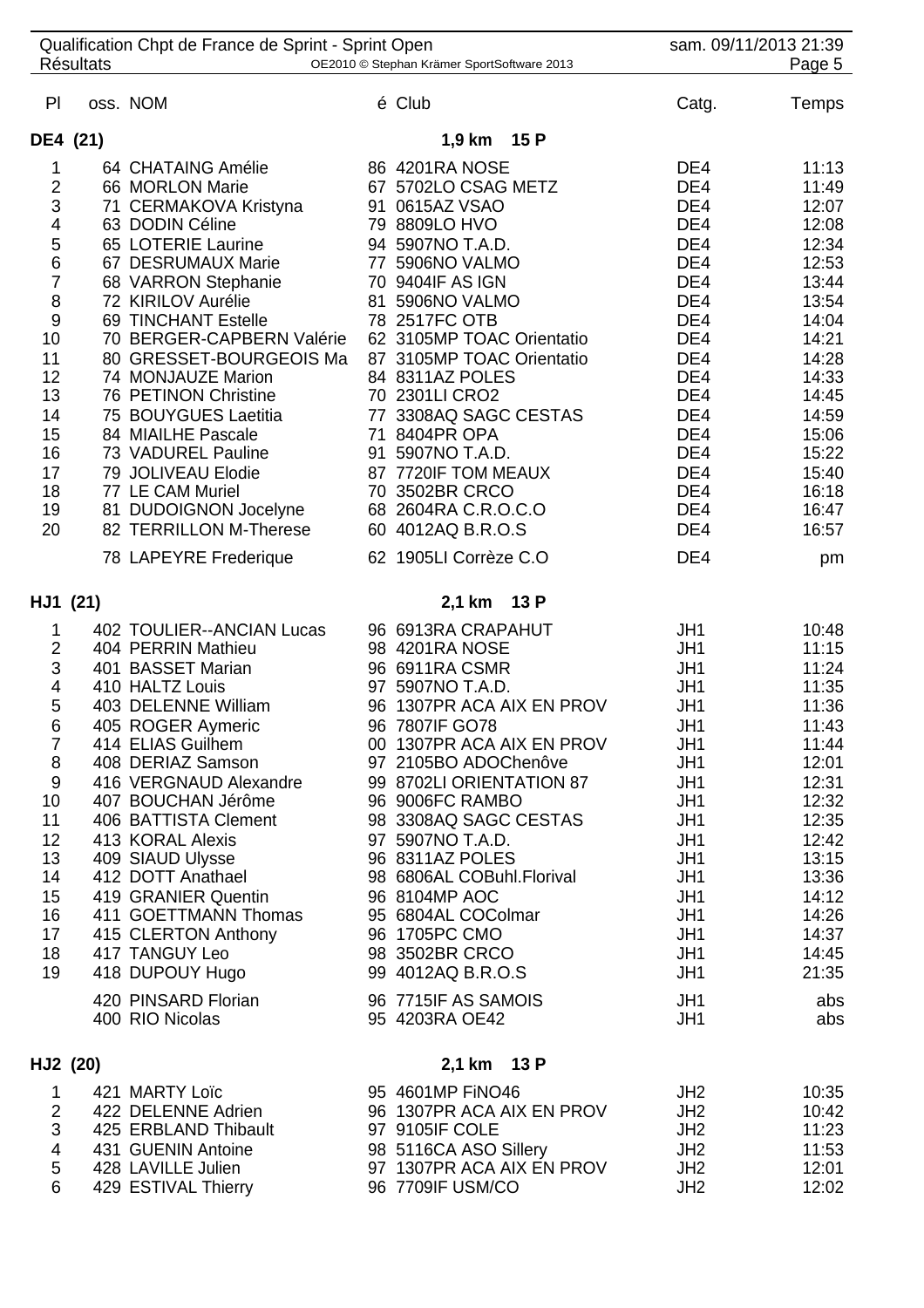| Pl | oss. | NOM | é | Club | Catg. | Temps |
|---|---|---|---|---|---|---|

## DE4 (21) — 1,9 km 15 P

| Pl | oss. | NOM | é | Club | Catg. | Temps |
|---|---|---|---|---|---|---|
| 1 | 64 | CHATAING Amélie | 86 | 4201RA NOSE | DE4 | 11:13 |
| 2 | 66 | MORLON Marie | 67 | 5702LO CSAG METZ | DE4 | 11:49 |
| 3 | 71 | CERMAKOVA Kristyna | 91 | 0615AZ VSAO | DE4 | 12:07 |
| 4 | 63 | DODIN Céline | 79 | 8809LO HVO | DE4 | 12:08 |
| 5 | 65 | LOTERIE Laurine | 94 | 5907NO T.A.D. | DE4 | 12:34 |
| 6 | 67 | DESRUMAUX Marie | 77 | 5906NO VALMO | DE4 | 12:53 |
| 7 | 68 | VARRON Stephanie | 70 | 9404IF AS IGN | DE4 | 13:44 |
| 8 | 72 | KIRILOV Aurélie | 81 | 5906NO VALMO | DE4 | 13:54 |
| 9 | 69 | TINCHANT Estelle | 78 | 2517FC OTB | DE4 | 14:04 |
| 10 | 70 | BERGER-CAPBERN Valérie | 62 | 3105MP TOAC Orientatio | DE4 | 14:21 |
| 11 | 80 | GRESSET-BOURGEOIS Ma | 87 | 3105MP TOAC Orientatio | DE4 | 14:28 |
| 12 | 74 | MONJAUZE Marion | 84 | 8311AZ POLES | DE4 | 14:33 |
| 13 | 76 | PETINON Christine | 70 | 2301LI CRO2 | DE4 | 14:45 |
| 14 | 75 | BOUYGUES Laetitia | 77 | 3308AQ SAGC CESTAS | DE4 | 14:59 |
| 15 | 84 | MIAILHE Pascale | 71 | 8404PR OPA | DE4 | 15:06 |
| 16 | 73 | VADUREL Pauline | 91 | 5907NO T.A.D. | DE4 | 15:22 |
| 17 | 79 | JOLIVEAU Elodie | 87 | 7720IF TOM MEAUX | DE4 | 15:40 |
| 18 | 77 | LE CAM Muriel | 70 | 3502BR CRCO | DE4 | 16:18 |
| 19 | 81 | DUDOIGNON Jocelyne | 68 | 2604RA C.R.O.C.O | DE4 | 16:47 |
| 20 | 82 | TERRILLON M-Therese | 60 | 4012AQ B.R.O.S | DE4 | 16:57 |
| | 78 | LAPEYRE Frederique | 62 | 1905LI Corrèze C.O | DE4 | pm |

## HJ1 (21) — 2,1 km 13 P

| Pl | oss. | NOM | é | Club | Catg. | Temps |
|---|---|---|---|---|---|---|
| 1 | 402 | TOULIER--ANCIAN Lucas | 96 | 6913RA CRAPAHUT | JH1 | 10:48 |
| 2 | 404 | PERRIN Mathieu | 98 | 4201RA NOSE | JH1 | 11:15 |
| 3 | 401 | BASSET Marian | 96 | 6911RA CSMR | JH1 | 11:24 |
| 4 | 410 | HALTZ Louis | 97 | 5907NO T.A.D. | JH1 | 11:35 |
| 5 | 403 | DELENNE William | 96 | 1307PR ACA AIX EN PROV | JH1 | 11:36 |
| 6 | 405 | ROGER Aymeric | 96 | 7807IF GO78 | JH1 | 11:43 |
| 7 | 414 | ELIAS Guilhem | 00 | 1307PR ACA AIX EN PROV | JH1 | 11:44 |
| 8 | 408 | DERIAZ Samson | 97 | 2105BO ADOChenôve | JH1 | 12:01 |
| 9 | 416 | VERGNAUD Alexandre | 99 | 8702LI ORIENTATION 87 | JH1 | 12:31 |
| 10 | 407 | BOUCHAN Jérôme | 96 | 9006FC RAMBO | JH1 | 12:32 |
| 11 | 406 | BATTISTA Clement | 98 | 3308AQ SAGC CESTAS | JH1 | 12:35 |
| 12 | 413 | KORAL Alexis | 97 | 5907NO T.A.D. | JH1 | 12:42 |
| 13 | 409 | SIAUD Ulysse | 96 | 8311AZ POLES | JH1 | 13:15 |
| 14 | 412 | DOTT Anathael | 98 | 6806AL COBuhl.Florival | JH1 | 13:36 |
| 15 | 419 | GRANIER Quentin | 96 | 8104MP AOC | JH1 | 14:12 |
| 16 | 411 | GOETTMANN Thomas | 95 | 6804AL COColmar | JH1 | 14:26 |
| 17 | 415 | CLERTON Anthony | 96 | 1705PC CMO | JH1 | 14:37 |
| 18 | 417 | TANGUY Leo | 98 | 3502BR CRCO | JH1 | 14:45 |
| 19 | 418 | DUPOUY Hugo | 99 | 4012AQ B.R.O.S | JH1 | 21:35 |
| | 420 | PINSARD Florian | 96 | 7715IF AS SAMOIS | JH1 | abs |
| | 400 | RIO Nicolas | 95 | 4203RA OE42 | JH1 | abs |

## HJ2 (20) — 2,1 km 13 P

| Pl | oss. | NOM | é | Club | Catg. | Temps |
|---|---|---|---|---|---|---|
| 1 | 421 | MARTY Loïc | 95 | 4601MP FiNO46 | JH2 | 10:35 |
| 2 | 422 | DELENNE Adrien | 96 | 1307PR ACA AIX EN PROV | JH2 | 10:42 |
| 3 | 425 | ERBLAND Thibault | 97 | 9105IF COLE | JH2 | 11:23 |
| 4 | 431 | GUENIN Antoine | 98 | 5116CA ASO Sillery | JH2 | 11:53 |
| 5 | 428 | LAVILLE Julien | 97 | 1307PR ACA AIX EN PROV | JH2 | 12:01 |
| 6 | 429 | ESTIVAL Thierry | 96 | 7709IF USM/CO | JH2 | 12:02 |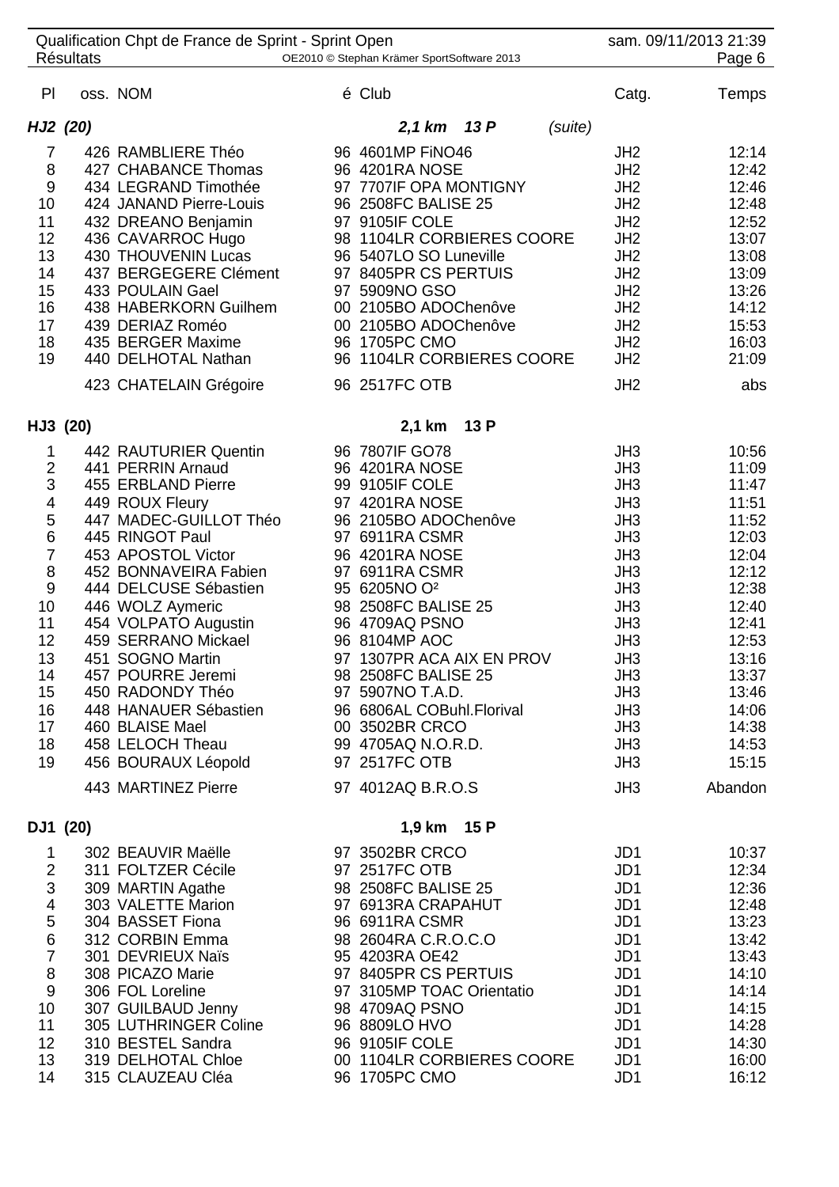Qualification Chpt de France de Sprint - Sprint Open — sam. 09/11/2013 21:39

Résultats — OE2010 © Stephan Krämer SportSoftware 2013

| Pl | oss. | NOM | é | Club | Catg. | Temps |
|---|---|---|---|---|---|---|
| **HJ2 (20)** | | | | **2,1 km 13 P** *(suite)* | | |
| 7 | 426 | RAMBLIERE Théo | 96 | 4601MP FiNO46 | JH2 | 12:14 |
| 8 | 427 | CHABANCE Thomas | 96 | 4201RA NOSE | JH2 | 12:42 |
| 9 | 434 | LEGRAND Timothée | 97 | 7707IF OPA MONTIGNY | JH2 | 12:46 |
| 10 | 424 | JANAND Pierre-Louis | 96 | 2508FC BALISE 25 | JH2 | 12:48 |
| 11 | 432 | DREANO Benjamin | 97 | 9105IF COLE | JH2 | 12:52 |
| 12 | 436 | CAVARROC Hugo | 98 | 1104LR CORBIERES COORE | JH2 | 13:07 |
| 13 | 430 | THOUVENIN Lucas | 96 | 5407LO SO Luneville | JH2 | 13:08 |
| 14 | 437 | BERGEGERE Clément | 97 | 8405PR CS PERTUIS | JH2 | 13:09 |
| 15 | 433 | POULAIN Gael | 97 | 5909NO GSO | JH2 | 13:26 |
| 16 | 438 | HABERKORN Guilhem | 00 | 2105BO ADOChenôve | JH2 | 14:12 |
| 17 | 439 | DERIAZ Roméo | 00 | 2105BO ADOChenôve | JH2 | 15:53 |
| 18 | 435 | BERGER Maxime | 96 | 1705PC CMO | JH2 | 16:03 |
| 19 | 440 | DELHOTAL Nathan | 96 | 1104LR CORBIERES COORE | JH2 | 21:09 |
| | 423 | CHATELAIN Grégoire | 96 | 2517FC OTB | JH2 | abs |
| **HJ3 (20)** | | | | **2,1 km 13 P** | | |
| 1 | 442 | RAUTURIER Quentin | 96 | 7807IF GO78 | JH3 | 10:56 |
| 2 | 441 | PERRIN Arnaud | 96 | 4201RA NOSE | JH3 | 11:09 |
| 3 | 455 | ERBLAND Pierre | 99 | 9105IF COLE | JH3 | 11:47 |
| 4 | 449 | ROUX Fleury | 97 | 4201RA NOSE | JH3 | 11:51 |
| 5 | 447 | MADEC-GUILLOT Théo | 96 | 2105BO ADOChenôve | JH3 | 11:52 |
| 6 | 445 | RINGOT Paul | 97 | 6911RA CSMR | JH3 | 12:03 |
| 7 | 453 | APOSTOL Victor | 96 | 4201RA NOSE | JH3 | 12:04 |
| 8 | 452 | BONNAVEIRA Fabien | 97 | 6911RA CSMR | JH3 | 12:12 |
| 9 | 444 | DELCUSE Sébastien | 95 | 6205NO O² | JH3 | 12:38 |
| 10 | 446 | WOLZ Aymeric | 98 | 2508FC BALISE 25 | JH3 | 12:40 |
| 11 | 454 | VOLPATO Augustin | 96 | 4709AQ PSNO | JH3 | 12:41 |
| 12 | 459 | SERRANO Mickael | 96 | 8104MP AOC | JH3 | 12:53 |
| 13 | 451 | SOGNO Martin | 97 | 1307PR ACA AIX EN PROV | JH3 | 13:16 |
| 14 | 457 | POURRE Jeremi | 98 | 2508FC BALISE 25 | JH3 | 13:37 |
| 15 | 450 | RADONDY Théo | 97 | 5907NO T.A.D. | JH3 | 13:46 |
| 16 | 448 | HANAUER Sébastien | 96 | 6806AL COBuhl.Florival | JH3 | 14:06 |
| 17 | 460 | BLAISE Mael | 00 | 3502BR CRCO | JH3 | 14:38 |
| 18 | 458 | LELOCH Theau | 99 | 4705AQ N.O.R.D. | JH3 | 14:53 |
| 19 | 456 | BOURAUX Léopold | 97 | 2517FC OTB | JH3 | 15:15 |
| | 443 | MARTINEZ Pierre | 97 | 4012AQ B.R.O.S | JH3 | Abandon |
| **DJ1 (20)** | | | | **1,9 km 15 P** | | |
| 1 | 302 | BEAUVIR Maëlle | 97 | 3502BR CRCO | JD1 | 10:37 |
| 2 | 311 | FOLTZER Cécile | 97 | 2517FC OTB | JD1 | 12:34 |
| 3 | 309 | MARTIN Agathe | 98 | 2508FC BALISE 25 | JD1 | 12:36 |
| 4 | 303 | VALETTE Marion | 97 | 6913RA CRAPAHUT | JD1 | 12:48 |
| 5 | 304 | BASSET Fiona | 96 | 6911RA CSMR | JD1 | 13:23 |
| 6 | 312 | CORBIN Emma | 98 | 2604RA C.R.O.C.O | JD1 | 13:42 |
| 7 | 301 | DEVRIEUX Naïs | 95 | 4203RA OE42 | JD1 | 13:43 |
| 8 | 308 | PICAZO Marie | 97 | 8405PR CS PERTUIS | JD1 | 14:10 |
| 9 | 306 | FOL Loreline | 97 | 3105MP TOAC Orientatio | JD1 | 14:14 |
| 10 | 307 | GUILBAUD Jenny | 98 | 4709AQ PSNO | JD1 | 14:15 |
| 11 | 305 | LUTHRINGER Coline | 96 | 8809LO HVO | JD1 | 14:28 |
| 12 | 310 | BESTEL Sandra | 96 | 9105IF COLE | JD1 | 14:30 |
| 13 | 319 | DELHOTAL Chloe | 00 | 1104LR CORBIERES COORE | JD1 | 16:00 |
| 14 | 315 | CLAUZEAU Cléa | 96 | 1705PC CMO | JD1 | 16:12 |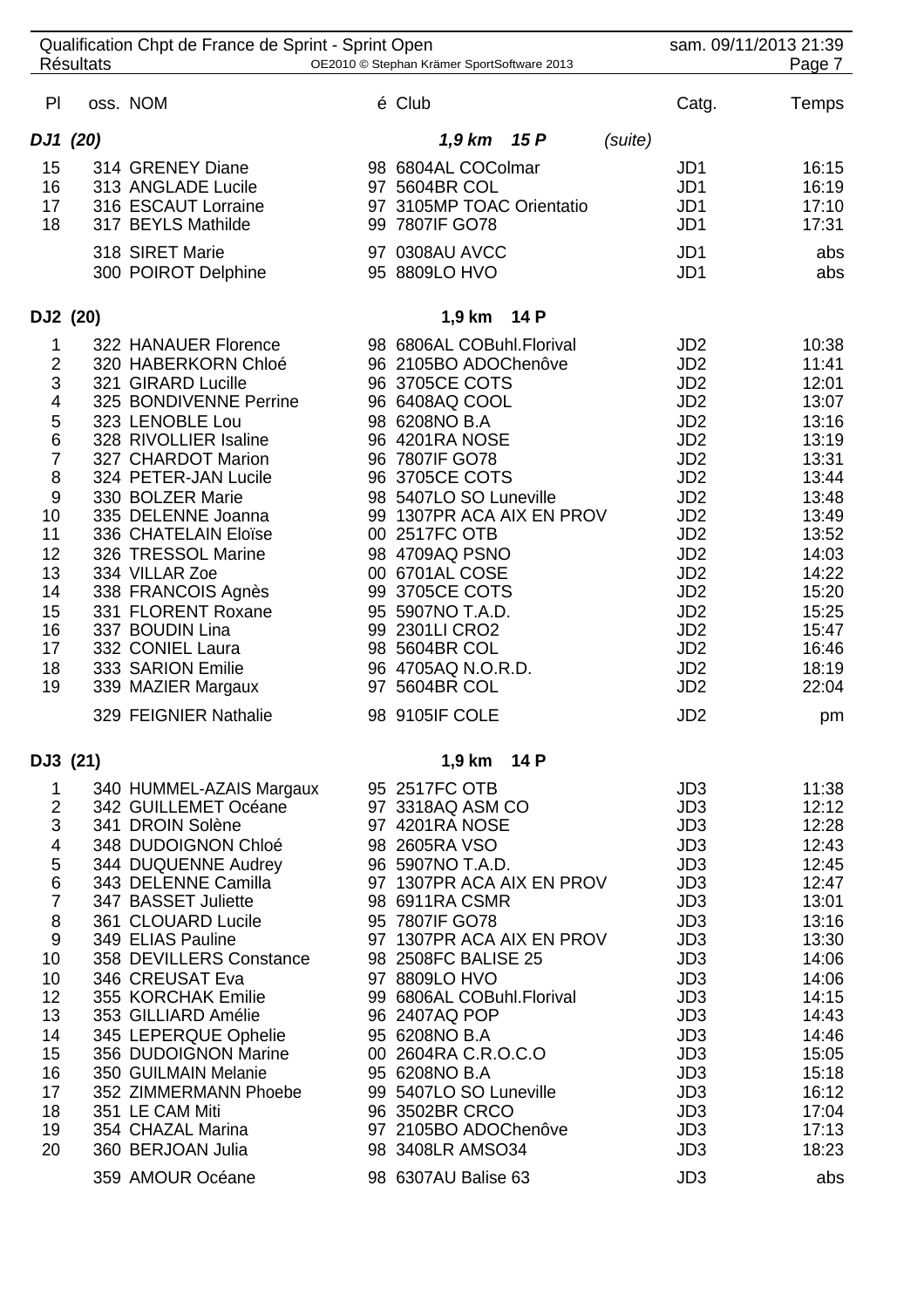Qualification Chpt de France de Sprint - Sprint Open
Résultats

sam. 09/11/2013 21:39

| Pl | oss. | NOM | é | Club | Catg. | Temps |
|---|---|---|---|---|---|---|
| **DJ1 (20)** | | | | ***1,9 km 15 P*** *(suite)* | | |
| 15 | 314 | GRENEY Diane | 98 | 6804AL COColmar | JD1 | 16:15 |
| 16 | 313 | ANGLADE Lucile | 97 | 5604BR COL | JD1 | 16:19 |
| 17 | 316 | ESCAUT Lorraine | 97 | 3105MP TOAC Orientatio | JD1 | 17:10 |
| 18 | 317 | BEYLS Mathilde | 99 | 7807IF GO78 | JD1 | 17:31 |
| | 318 | SIRET Marie | 97 | 0308AU AVCC | JD1 | abs |
| | 300 | POIROT Delphine | 95 | 8809LO HVO | JD1 | abs |
| **DJ2 (20)** | | | | **1,9 km 14 P** | | |
| 1 | 322 | HANAUER Florence | 98 | 6806AL COBuhl.Florival | JD2 | 10:38 |
| 2 | 320 | HABERKORN Chloé | 96 | 2105BO ADOChenôve | JD2 | 11:41 |
| 3 | 321 | GIRARD Lucille | 96 | 3705CE COTS | JD2 | 12:01 |
| 4 | 325 | BONDIVENNE Perrine | 96 | 6408AQ COOL | JD2 | 13:07 |
| 5 | 323 | LENOBLE Lou | 98 | 6208NO B.A | JD2 | 13:16 |
| 6 | 328 | RIVOLLIER Isaline | 96 | 4201RA NOSE | JD2 | 13:19 |
| 7 | 327 | CHARDOT Marion | 96 | 7807IF GO78 | JD2 | 13:31 |
| 8 | 324 | PETER-JAN Lucile | 96 | 3705CE COTS | JD2 | 13:44 |
| 9 | 330 | BOLZER Marie | 98 | 5407LO SO Luneville | JD2 | 13:48 |
| 10 | 335 | DELENNE Joanna | 99 | 1307PR ACA AIX EN PROV | JD2 | 13:49 |
| 11 | 336 | CHATELAIN Eloïse | 00 | 2517FC OTB | JD2 | 13:52 |
| 12 | 326 | TRESSOL Marine | 98 | 4709AQ PSNO | JD2 | 14:03 |
| 13 | 334 | VILLAR Zoe | 00 | 6701AL COSE | JD2 | 14:22 |
| 14 | 338 | FRANCOIS Agnès | 99 | 3705CE COTS | JD2 | 15:20 |
| 15 | 331 | FLORENT Roxane | 95 | 5907NO T.A.D. | JD2 | 15:25 |
| 16 | 337 | BOUDIN Lina | 99 | 2301LI CRO2 | JD2 | 15:47 |
| 17 | 332 | CONIEL Laura | 98 | 5604BR COL | JD2 | 16:46 |
| 18 | 333 | SARION Emilie | 96 | 4705AQ N.O.R.D. | JD2 | 18:19 |
| 19 | 339 | MAZIER Margaux | 97 | 5604BR COL | JD2 | 22:04 |
| | 329 | FEIGNIER Nathalie | 98 | 9105IF COLE | JD2 | pm |
| **DJ3 (21)** | | | | **1,9 km 14 P** | | |
| 1 | 340 | HUMMEL-AZAIS Margaux | 95 | 2517FC OTB | JD3 | 11:38 |
| 2 | 342 | GUILLEMET Océane | 97 | 3318AQ ASM CO | JD3 | 12:12 |
| 3 | 341 | DROIN Solène | 97 | 4201RA NOSE | JD3 | 12:28 |
| 4 | 348 | DUDOIGNON Chloé | 98 | 2605RA VSO | JD3 | 12:43 |
| 5 | 344 | DUQUENNE Audrey | 96 | 5907NO T.A.D. | JD3 | 12:45 |
| 6 | 343 | DELENNE Camilla | 97 | 1307PR ACA AIX EN PROV | JD3 | 12:47 |
| 7 | 347 | BASSET Juliette | 98 | 6911RA CSMR | JD3 | 13:01 |
| 8 | 361 | CLOUARD Lucile | 95 | 7807IF GO78 | JD3 | 13:16 |
| 9 | 349 | ELIAS Pauline | 97 | 1307PR ACA AIX EN PROV | JD3 | 13:30 |
| 10 | 358 | DEVILLERS Constance | 98 | 2508FC BALISE 25 | JD3 | 14:06 |
| 10 | 346 | CREUSAT Eva | 97 | 8809LO HVO | JD3 | 14:06 |
| 12 | 355 | KORCHAK Emilie | 99 | 6806AL COBuhl.Florival | JD3 | 14:15 |
| 13 | 353 | GILLIARD Amélie | 96 | 2407AQ POP | JD3 | 14:43 |
| 14 | 345 | LEPERQUE Ophelie | 95 | 6208NO B.A | JD3 | 14:46 |
| 15 | 356 | DUDOIGNON Marine | 00 | 2604RA C.R.O.C.O | JD3 | 15:05 |
| 16 | 350 | GUILMAIN Melanie | 95 | 6208NO B.A | JD3 | 15:18 |
| 17 | 352 | ZIMMERMANN Phoebe | 99 | 5407LO SO Luneville | JD3 | 16:12 |
| 18 | 351 | LE CAM Miti | 96 | 3502BR CRCO | JD3 | 17:04 |
| 19 | 354 | CHAZAL Marina | 97 | 2105BO ADOChenôve | JD3 | 17:13 |
| 20 | 360 | BERJOAN Julia | 98 | 3408LR AMSO34 | JD3 | 18:23 |
| | 359 | AMOUR Océane | 98 | 6307AU Balise 63 | JD3 | abs |